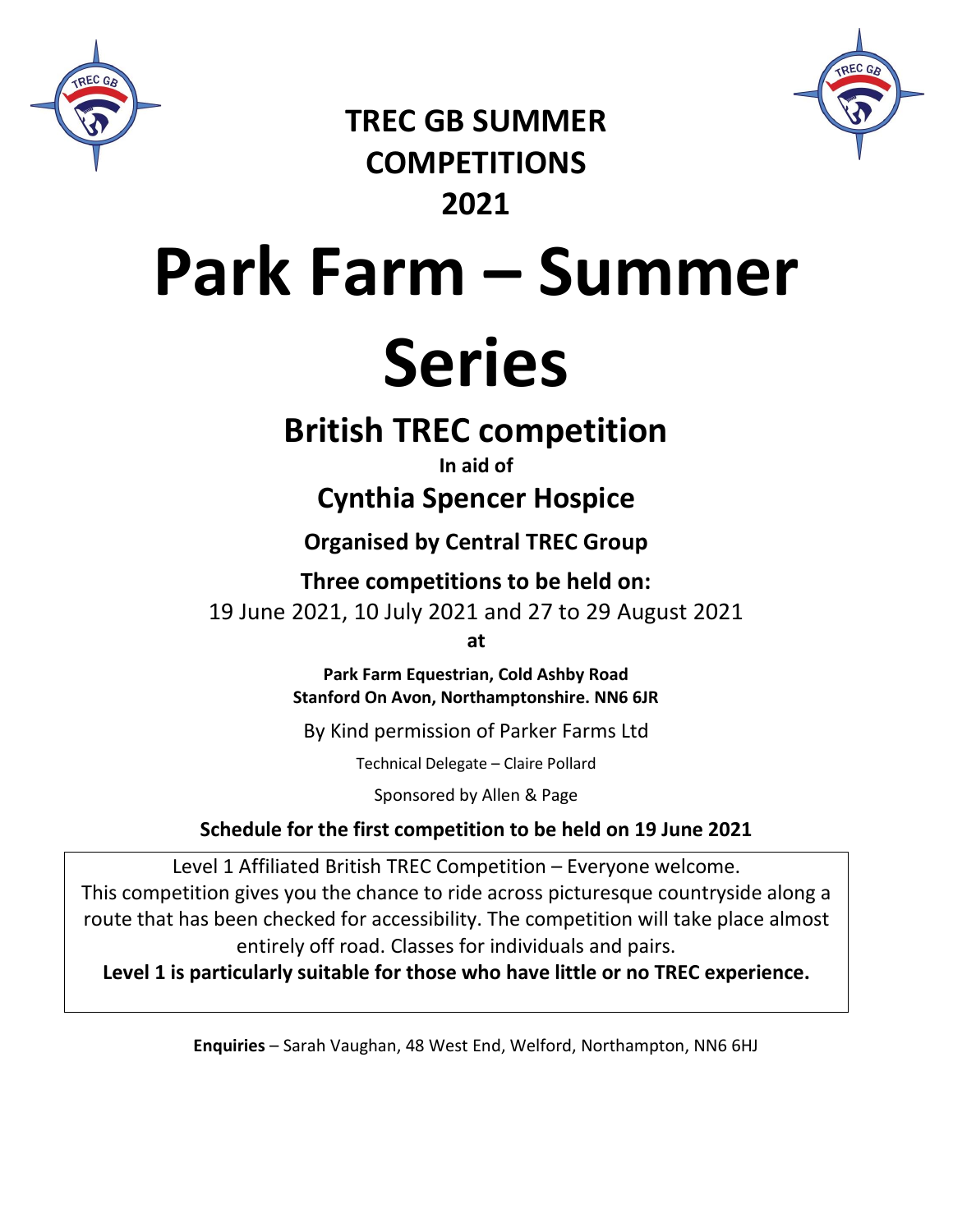## TREC GB SUMMER COMPETITIONS 2021

# Park Farm – Summer Series

## British TREC competition

**In aid of**

### Cynthia Spencer Hospice

**Organised by Central TREC Group**

**Three competitions to be held on:**

19 June 2021, 10 July 2021 and 27 to 29 August 2021

**at**

**Park Farm Equestrian, Cold Ashby Road**
**Stanford On Avon, Northamptonshire. NN6 6JR**

By Kind permission of Parker Farms Ltd

Technical Delegate – Claire Pollard

Sponsored by Allen & Page

**Schedule for the first competition to be held on 19 June 2021**

Level 1 Affiliated British TREC Competition – Everyone welcome.
This competition gives you the chance to ride across picturesque countryside along a route that has been checked for accessibility. The competition will take place almost entirely off road. Classes for individuals and pairs.

**Level 1 is particularly suitable for those who have little or no TREC experience.**

**Enquiries** – Sarah Vaughan, 48 West End, Welford, Northampton, NN6 6HJ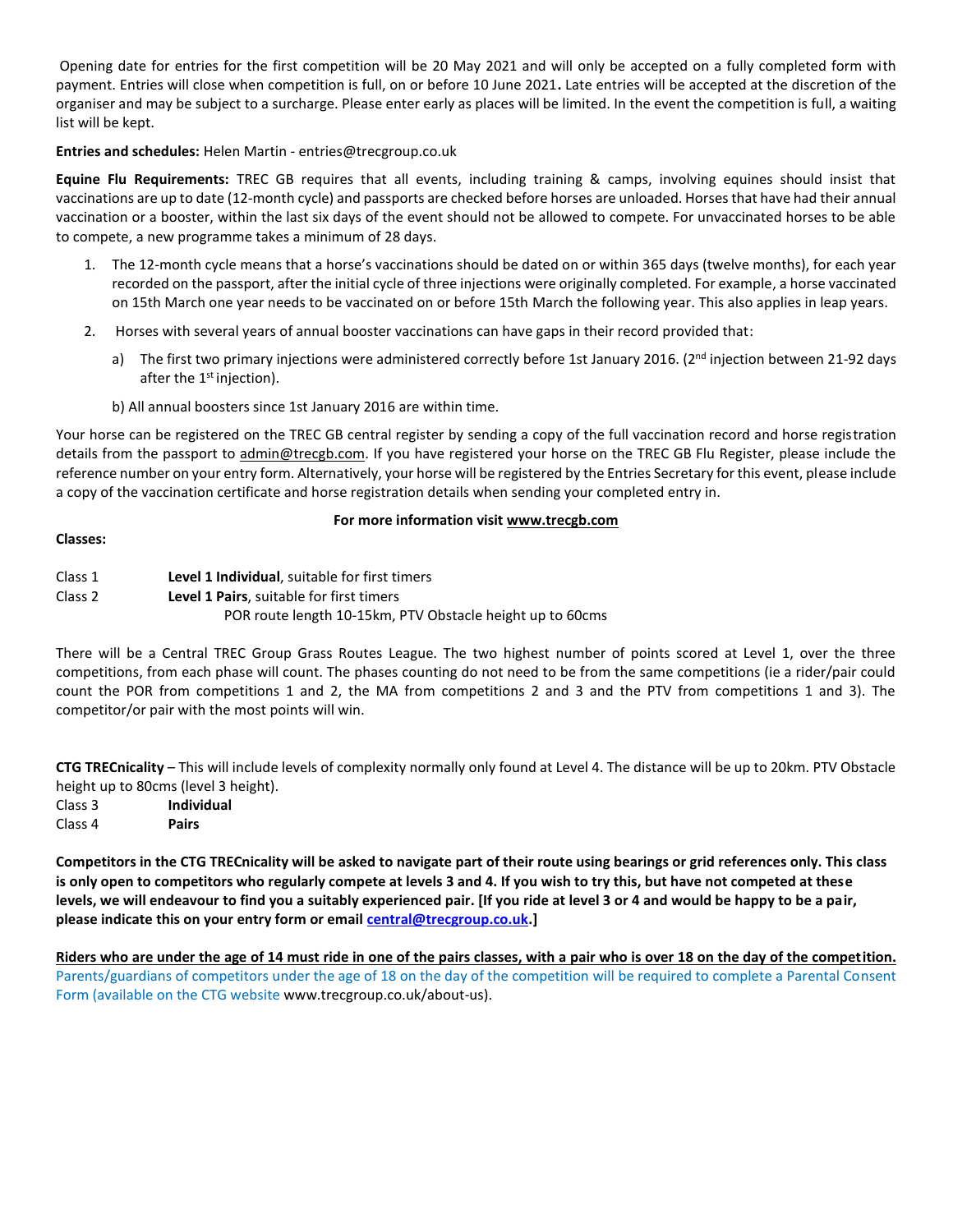Opening date for entries for the first competition will be 20 May 2021 and will only be accepted on a fully completed form with payment. Entries will close when competition is full, on or before 10 June 2021**.** Late entries will be accepted at the discretion of the organiser and may be subject to a surcharge. Please enter early as places will be limited. In the event the competition is full, a waiting list will be kept.

**Entries and schedules:** Helen Martin - entries@trecgroup.co.uk

**Equine Flu Requirements:** TREC GB requires that all events, including training & camps, involving equines should insist that vaccinations are up to date (12-month cycle) and passports are checked before horses are unloaded. Horses that have had their annual vaccination or a booster, within the last six days of the event should not be allowed to compete. For unvaccinated horses to be able to compete, a new programme takes a minimum of 28 days.

1. The 12-month cycle means that a horse's vaccinations should be dated on or within 365 days (twelve months), for each year recorded on the passport, after the initial cycle of three injections were originally completed. For example, a horse vaccinated on 15th March one year needs to be vaccinated on or before 15th March the following year. This also applies in leap years.
2. Horses with several years of annual booster vaccinations can have gaps in their record provided that:
   a) The first two primary injections were administered correctly before 1st January 2016. (2nd injection between 21-92 days after the 1st injection).

   b) All annual boosters since 1st January 2016 are within time.

Your horse can be registered on the TREC GB central register by sending a copy of the full vaccination record and horse registration details from the passport to admin@trecgb.com. If you have registered your horse on the TREC GB Flu Register, please include the reference number on your entry form. Alternatively, your horse will be registered by the Entries Secretary for this event, please include a copy of the vaccination certificate and horse registration details when sending your completed entry in.

**For more information visit www.trecgb.com**

**Classes:**

Class 1 **Level 1 Individual**, suitable for first timers
Class 2 **Level 1 Pairs**, suitable for first timers
POR route length 10-15km, PTV Obstacle height up to 60cms

There will be a Central TREC Group Grass Routes League. The two highest number of points scored at Level 1, over the three competitions, from each phase will count. The phases counting do not need to be from the same competitions (ie a rider/pair could count the POR from competitions 1 and 2, the MA from competitions 2 and 3 and the PTV from competitions 1 and 3). The competitor/or pair with the most points will win.

**CTG TRECnicality** – This will include levels of complexity normally only found at Level 4. The distance will be up to 20km. PTV Obstacle height up to 80cms (level 3 height).
Class 3 **Individual**
Class 4 **Pairs**

**Competitors in the CTG TRECnicality will be asked to navigate part of their route using bearings or grid references only. This class is only open to competitors who regularly compete at levels 3 and 4. If you wish to try this, but have not competed at these levels, we will endeavour to find you a suitably experienced pair. [If you ride at level 3 or 4 and would be happy to be a pair, please indicate this on your entry form or email central@trecgroup.co.uk.]**

**Riders who are under the age of 14 must ride in one of the pairs classes, with a pair who is over 18 on the day of the competition.**
Parents/guardians of competitors under the age of 18 on the day of the competition will be required to complete a Parental Consent Form (available on the CTG website www.trecgroup.co.uk/about-us).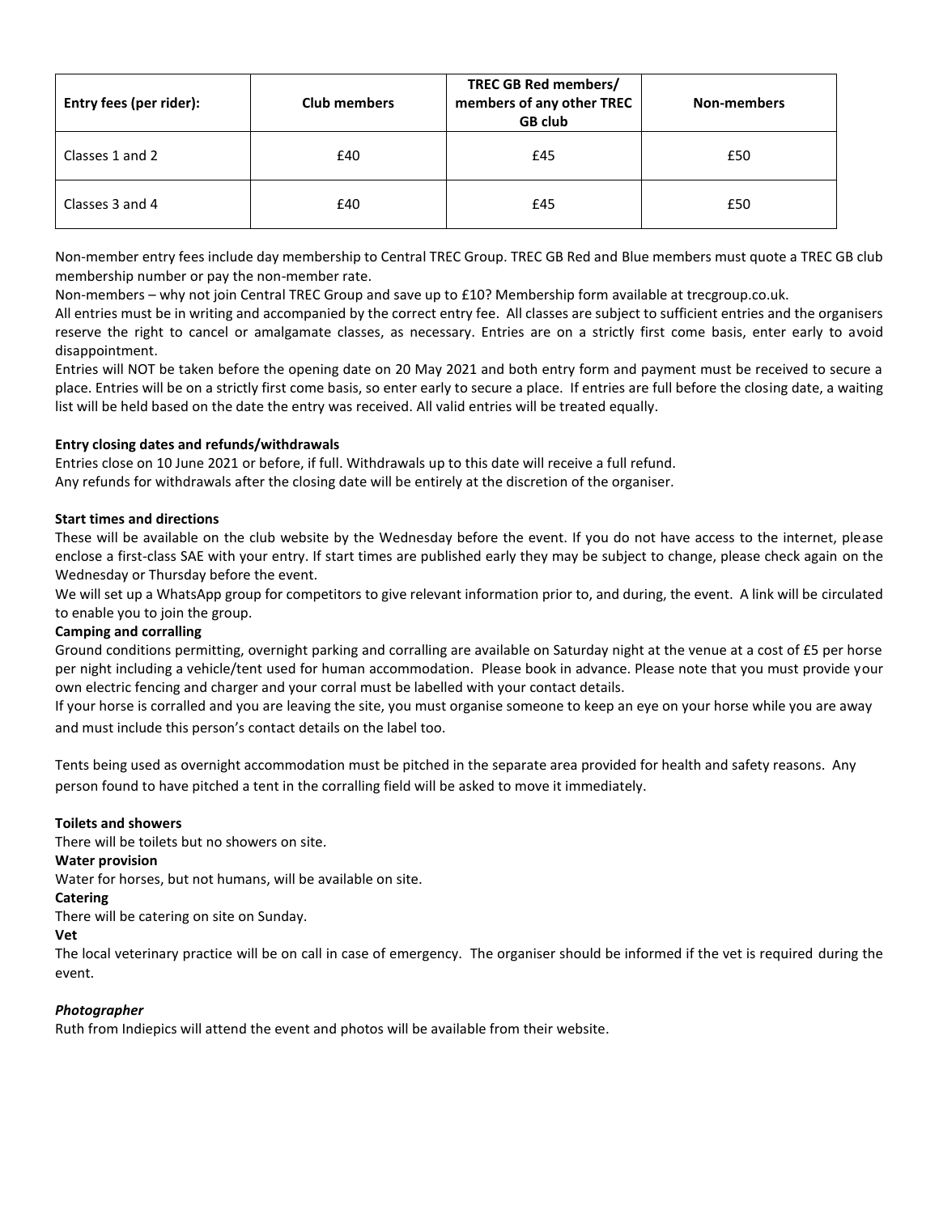| Entry fees (per rider): | Club members | TREC GB Red members/ members of any other TREC GB club | Non-members |
|---|---|---|---|
| Classes 1 and 2 | £40 | £45 | £50 |
| Classes 3 and 4 | £40 | £45 | £50 |

Non-member entry fees include day membership to Central TREC Group. TREC GB Red and Blue members must quote a TREC GB club membership number or pay the non-member rate.

Non-members – why not join Central TREC Group and save up to £10? Membership form available at trecgroup.co.uk.

All entries must be in writing and accompanied by the correct entry fee. All classes are subject to sufficient entries and the organisers reserve the right to cancel or amalgamate classes, as necessary. Entries are on a strictly first come basis, enter early to avoid disappointment.

Entries will NOT be taken before the opening date on 20 May 2021 and both entry form and payment must be received to secure a place. Entries will be on a strictly first come basis, so enter early to secure a place. If entries are full before the closing date, a waiting list will be held based on the date the entry was received. All valid entries will be treated equally.

**Entry closing dates and refunds/withdrawals**

Entries close on 10 June 2021 or before, if full. Withdrawals up to this date will receive a full refund.

Any refunds for withdrawals after the closing date will be entirely at the discretion of the organiser.

**Start times and directions**

These will be available on the club website by the Wednesday before the event. If you do not have access to the internet, please enclose a first-class SAE with your entry. If start times are published early they may be subject to change, please check again on the Wednesday or Thursday before the event.

We will set up a WhatsApp group for competitors to give relevant information prior to, and during, the event. A link will be circulated to enable you to join the group.

**Camping and corralling**

Ground conditions permitting, overnight parking and corralling are available on Saturday night at the venue at a cost of £5 per horse per night including a vehicle/tent used for human accommodation. Please book in advance. Please note that you must provide your own electric fencing and charger and your corral must be labelled with your contact details.

If your horse is corralled and you are leaving the site, you must organise someone to keep an eye on your horse while you are away and must include this person's contact details on the label too.

Tents being used as overnight accommodation must be pitched in the separate area provided for health and safety reasons. Any person found to have pitched a tent in the corralling field will be asked to move it immediately.

**Toilets and showers**

There will be toilets but no showers on site.

**Water provision**

Water for horses, but not humans, will be available on site.

**Catering**

There will be catering on site on Sunday.

**Vet**

The local veterinary practice will be on call in case of emergency. The organiser should be informed if the vet is required during the event.

***Photographer***

Ruth from Indiepics will attend the event and photos will be available from their website.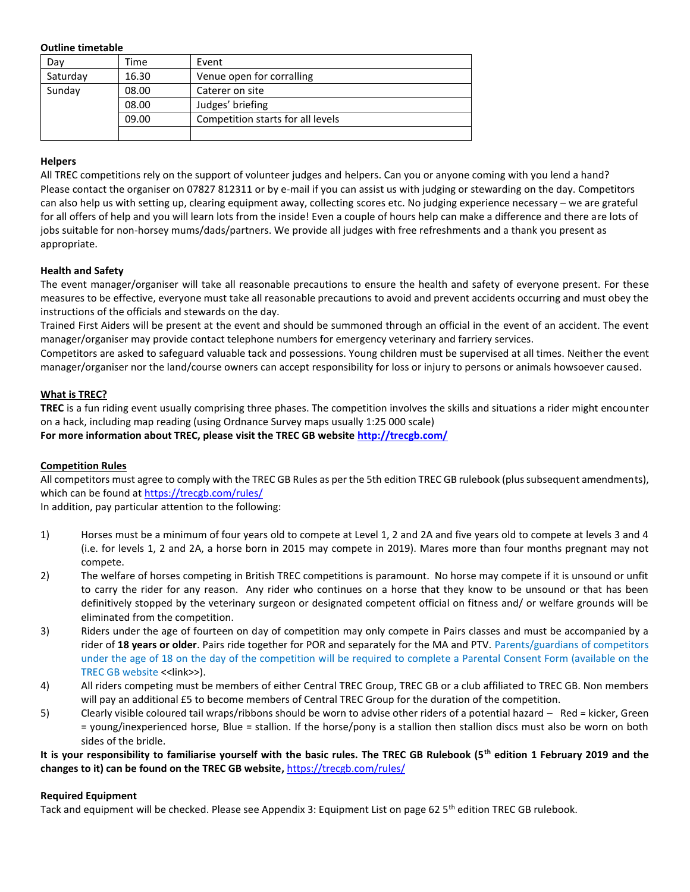**Outline timetable**

| Day | Time | Event |
|---|---|---|
| Saturday | 16.30 | Venue open for corralling |
| Sunday | 08.00 | Caterer on site |
| | 08.00 | Judges' briefing |
| | 09.00 | Competition starts for all levels |
| | | |

**Helpers**

All TREC competitions rely on the support of volunteer judges and helpers. Can you or anyone coming with you lend a hand? Please contact the organiser on 07827 812311 or by e-mail if you can assist us with judging or stewarding on the day. Competitors can also help us with setting up, clearing equipment away, collecting scores etc. No judging experience necessary – we are grateful for all offers of help and you will learn lots from the inside! Even a couple of hours help can make a difference and there are lots of jobs suitable for non-horsey mums/dads/partners. We provide all judges with free refreshments and a thank you present as appropriate.

**Health and Safety**

The event manager/organiser will take all reasonable precautions to ensure the health and safety of everyone present. For these measures to be effective, everyone must take all reasonable precautions to avoid and prevent accidents occurring and must obey the instructions of the officials and stewards on the day.

Trained First Aiders will be present at the event and should be summoned through an official in the event of an accident. The event manager/organiser may provide contact telephone numbers for emergency veterinary and farriery services.

Competitors are asked to safeguard valuable tack and possessions. Young children must be supervised at all times. Neither the event manager/organiser nor the land/course owners can accept responsibility for loss or injury to persons or animals howsoever caused.

**What is TREC?**

**TREC** is a fun riding event usually comprising three phases. The competition involves the skills and situations a rider might encounter on a hack, including map reading (using Ordnance Survey maps usually 1:25 000 scale)

**For more information about TREC, please visit the TREC GB website http://trecgb.com/**

**Competition Rules**

All competitors must agree to comply with the TREC GB Rules as per the 5th edition TREC GB rulebook (plus subsequent amendments), which can be found at https://trecgb.com/rules/

In addition, pay particular attention to the following:

1) Horses must be a minimum of four years old to compete at Level 1, 2 and 2A and five years old to compete at levels 3 and 4 (i.e. for levels 1, 2 and 2A, a horse born in 2015 may compete in 2019). Mares more than four months pregnant may not compete.
2) The welfare of horses competing in British TREC competitions is paramount. No horse may compete if it is unsound or unfit to carry the rider for any reason. Any rider who continues on a horse that they know to be unsound or that has been definitively stopped by the veterinary surgeon or designated competent official on fitness and/ or welfare grounds will be eliminated from the competition.
3) Riders under the age of fourteen on day of competition may only compete in Pairs classes and must be accompanied by a rider of **18 years or older**. Pairs ride together for POR and separately for the MA and PTV. Parents/guardians of competitors under the age of 18 on the day of the competition will be required to complete a Parental Consent Form (available on the TREC GB website <<link>>).
4) All riders competing must be members of either Central TREC Group, TREC GB or a club affiliated to TREC GB. Non members will pay an additional £5 to become members of Central TREC Group for the duration of the competition.
5) Clearly visible coloured tail wraps/ribbons should be worn to advise other riders of a potential hazard – Red = kicker, Green = young/inexperienced horse, Blue = stallion. If the horse/pony is a stallion then stallion discs must also be worn on both sides of the bridle.

**It is your responsibility to familiarise yourself with the basic rules. The TREC GB Rulebook (5th edition 1 February 2019 and the changes to it) can be found on the TREC GB website,** https://trecgb.com/rules/

**Required Equipment**

Tack and equipment will be checked. Please see Appendix 3: Equipment List on page 62 5th edition TREC GB rulebook.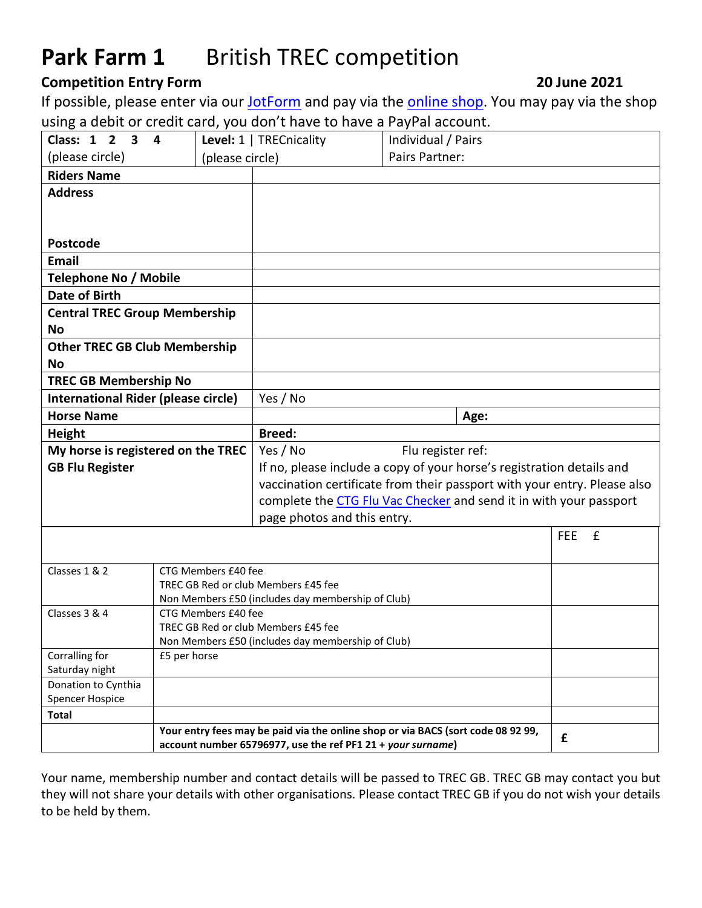# **Park Farm 1** British TREC competition

**Competition Entry Form** **20 June 2021**

If possible, please enter via our JotForm and pay via the online shop. You may pay via the shop using a debit or credit card, you don't have to have a PayPal account.

| **Class: 1 2 3 4** (please circle) | **Level:** 1 \| TRECnicality (please circle) | Individual / Pairs Pairs Partner: |
|---|---|---|
| **Riders Name** | | |
| **Address** **Postcode** | | |
| **Email** | | |
| **Telephone No / Mobile** | | |
| **Date of Birth** | | |
| **Central TREC Group Membership No** | | |
| **Other TREC GB Club Membership No** | | |
| **TREC GB Membership No** | | |
| **International Rider (please circle)** | Yes / No | |
| **Horse Name** | | **Age:** |
| **Height** | **Breed:** | |
| **My horse is registered on the TREC GB Flu Register** | Yes / No Flu register ref: If no, please include a copy of your horse's registration details and vaccination certificate from their passport with your entry. Please also complete the CTG Flu Vac Checker and send it in with your passport page photos and this entry. | |

| | | FEE £ |
|---|---|---|
| Classes 1 & 2 | CTG Members £40 fee<br>TREC GB Red or club Members £45 fee<br>Non Members £50 (includes day membership of Club) | |
| Classes 3 & 4 | CTG Members £40 fee<br>TREC GB Red or club Members £45 fee<br>Non Members £50 (includes day membership of Club) | |
| Corralling for Saturday night | £5 per horse | |
| Donation to Cynthia Spencer Hospice | | |
| **Total** | | |
| | **Your entry fees may be paid via the online shop or via BACS (sort code 08 92 99, account number 65796977, use the ref PF1 21 + *your surname*)** | **£** |

Your name, membership number and contact details will be passed to TREC GB. TREC GB may contact you but they will not share your details with other organisations. Please contact TREC GB if you do not wish your details to be held by them.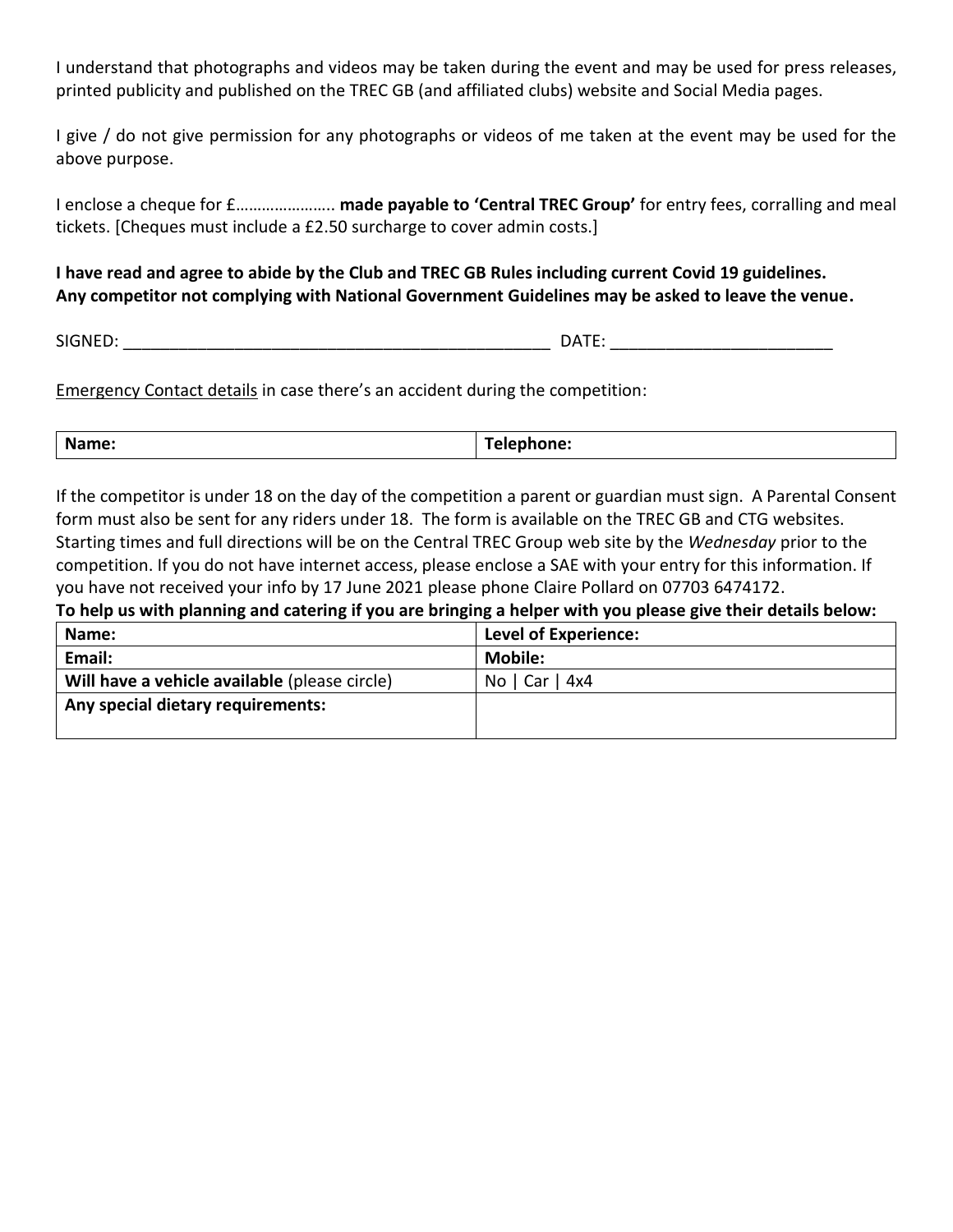I understand that photographs and videos may be taken during the event and may be used for press releases, printed publicity and published on the TREC GB (and affiliated clubs) website and Social Media pages.

I give / do not give permission for any photographs or videos of me taken at the event may be used for the above purpose.

I enclose a cheque for £………………….. **made payable to 'Central TREC Group'** for entry fees, corralling and meal tickets. [Cheques must include a £2.50 surcharge to cover admin costs.]

**I have read and agree to abide by the Club and TREC GB Rules including current Covid 19 guidelines.**
**Any competitor not complying with National Government Guidelines may be asked to leave the venue.**

SIGNED: _______________________________________________ DATE: ________________________

Emergency Contact details in case there's an accident during the competition:

| **Name:** | **Telephone:** |
| --- | --- |

If the competitor is under 18 on the day of the competition a parent or guardian must sign. A Parental Consent form must also be sent for any riders under 18. The form is available on the TREC GB and CTG websites. Starting times and full directions will be on the Central TREC Group web site by the *Wednesday* prior to the competition. If you do not have internet access, please enclose a SAE with your entry for this information. If you have not received your info by 17 June 2021 please phone Claire Pollard on 07703 6474172.

**To help us with planning and catering if you are bringing a helper with you please give their details below:**

| | |
| --- | --- |
| **Name:** | **Level of Experience:** |
| **Email:** | **Mobile:** |
| **Will have a vehicle available** (please circle) | No \| Car \| 4x4 |
| **Any special dietary requirements:** | |